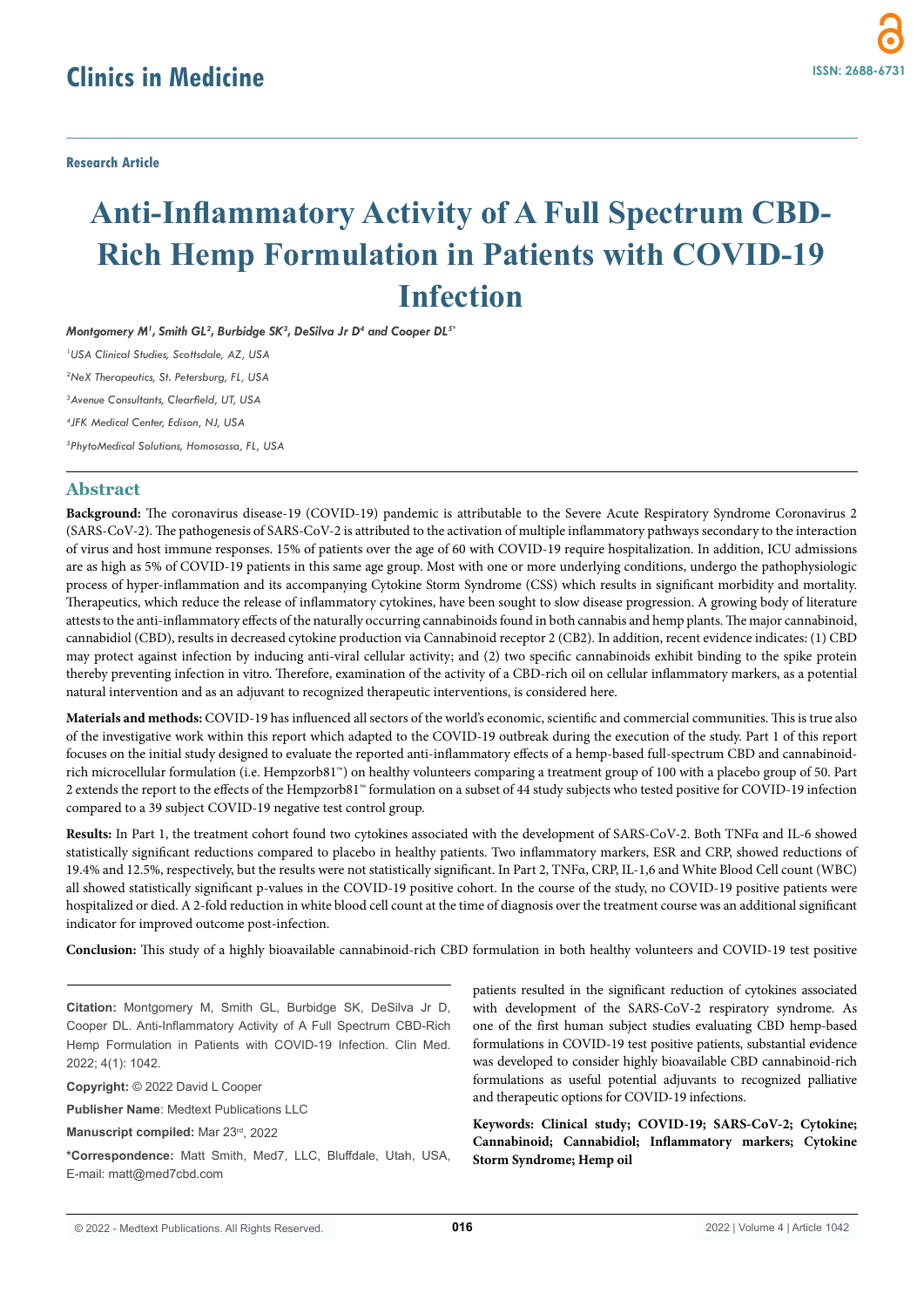Research Article

# Anti-Inflammatory Activity of A Full Spectrum CBD-Rich Hemp Formulation in Patients with COVID-19 Infection

*Montgomery M[1], Smith GL[2], Burbidge SK[3], DeSilva Jr D[4] and Cooper DL[5*]*

*[1]USA Clinical Studies, Scottsdale, AZ, USA*

*[2]NeX Therapeutics, St. Petersburg, FL, USA*

*[3]Avenue Consultants, Clearfield, UT, USA*

*[4]JFK Medical Center, Edison, NJ, USA*

*[5]PhytoMedical Solutions, Homosassa, FL, USA*

## Abstract

**Background:** The coronavirus disease-19 (COVID-19) pandemic is attributable to the Severe Acute Respiratory Syndrome Coronavirus 2 (SARS-CoV-2). The pathogenesis of SARS-CoV-2 is attributed to the activation of multiple inflammatory pathways secondary to the interaction of virus and host immune responses. 15% of patients over the age of 60 with COVID-19 require hospitalization. In addition, ICU admissions are as high as 5% of COVID-19 patients in this same age group. Most with one or more underlying conditions, undergo the pathophysiologic process of hyper-inflammation and its accompanying Cytokine Storm Syndrome (CSS) which results in significant morbidity and mortality. Therapeutics, which reduce the release of inflammatory cytokines, have been sought to slow disease progression. A growing body of literature attests to the anti-inflammatory effects of the naturally occurring cannabinoids found in both cannabis and hemp plants. The major cannabinoid, cannabidiol (CBD), results in decreased cytokine production via Cannabinoid receptor 2 (CB2). In addition, recent evidence indicates: (1) CBD may protect against infection by inducing anti-viral cellular activity; and (2) two specific cannabinoids exhibit binding to the spike protein thereby preventing infection in vitro. Therefore, examination of the activity of a CBD-rich oil on cellular inflammatory markers, as a potential natural intervention and as an adjuvant to recognized therapeutic interventions, is considered here.

**Materials and methods:** COVID-19 has influenced all sectors of the world's economic, scientific and commercial communities. This is true also of the investigative work within this report which adapted to the COVID-19 outbreak during the execution of the study. Part 1 of this report focuses on the initial study designed to evaluate the reported anti-inflammatory effects of a hemp-based full-spectrum CBD and cannabinoid-rich microcellular formulation (i.e. Hempzorb81™) on healthy volunteers comparing a treatment group of 100 with a placebo group of 50. Part 2 extends the report to the effects of the Hempzorb81™ formulation on a subset of 44 study subjects who tested positive for COVID-19 infection compared to a 39 subject COVID-19 negative test control group.

**Results:** In Part 1, the treatment cohort found two cytokines associated with the development of SARS-CoV-2. Both TNFα and IL-6 showed statistically significant reductions compared to placebo in healthy patients. Two inflammatory markers, ESR and CRP, showed reductions of 19.4% and 12.5%, respectively, but the results were not statistically significant. In Part 2, TNFα, CRP, IL-1,6 and White Blood Cell count (WBC) all showed statistically significant p-values in the COVID-19 positive cohort. In the course of the study, no COVID-19 positive patients were hospitalized or died. A 2-fold reduction in white blood cell count at the time of diagnosis over the treatment course was an additional significant indicator for improved outcome post-infection.

**Conclusion:** This study of a highly bioavailable cannabinoid-rich CBD formulation in both healthy volunteers and COVID-19 test positive patients resulted in the significant reduction of cytokines associated with development of the SARS-CoV-2 respiratory syndrome. As one of the first human subject studies evaluating CBD hemp-based formulations in COVID-19 test positive patients, substantial evidence was developed to consider highly bioavailable CBD cannabinoid-rich formulations as useful potential adjuvants to recognized palliative and therapeutic options for COVID-19 infections.

**Keywords: Clinical study; COVID-19; SARS-CoV-2; Cytokine; Cannabinoid; Cannabidiol; Inflammatory markers; Cytokine Storm Syndrome; Hemp oil**

**Citation:** Montgomery M, Smith GL, Burbidge SK, DeSilva Jr D, Cooper DL. Anti-Inflammatory Activity of A Full Spectrum CBD-Rich Hemp Formulation in Patients with COVID-19 Infection. Clin Med. 2022; 4(1): 1042.

**Copyright:** © 2022 David L Cooper

**Publisher Name**: Medtext Publications LLC

**Manuscript compiled:** Mar 23rd, 2022

**\*Correspondence:** Matt Smith, Med7, LLC, Bluffdale, Utah, USA, E-mail: matt@med7cbd.com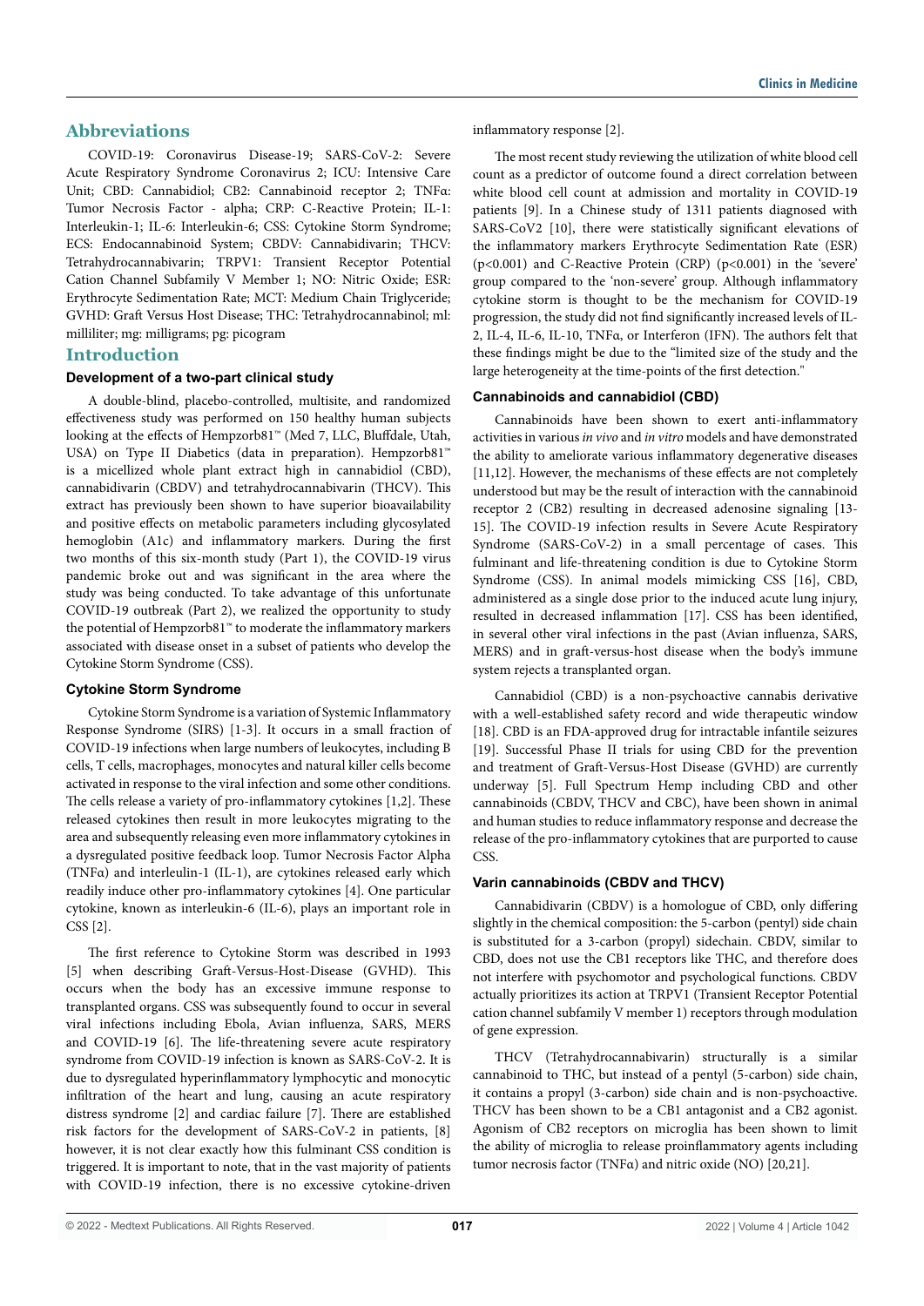## Abbreviations

COVID-19: Coronavirus Disease-19; SARS-CoV-2: Severe Acute Respiratory Syndrome Coronavirus 2; ICU: Intensive Care Unit; CBD: Cannabidiol; CB2: Cannabinoid receptor 2; TNFα: Tumor Necrosis Factor - alpha; CRP: C-Reactive Protein; IL-1: Interleukin-1; IL-6: Interleukin-6; CSS: Cytokine Storm Syndrome; ECS: Endocannabinoid System; CBDV: Cannabidivarin; THCV: Tetrahydrocannabivarin; TRPV1: Transient Receptor Potential Cation Channel Subfamily V Member 1; NO: Nitric Oxide; ESR: Erythrocyte Sedimentation Rate; MCT: Medium Chain Triglyceride; GVHD: Graft Versus Host Disease; THC: Tetrahydrocannabinol; ml: milliliter; mg: milligrams; pg: picogram

## Introduction

### Development of a two-part clinical study

A double-blind, placebo-controlled, multisite, and randomized effectiveness study was performed on 150 healthy human subjects looking at the effects of Hempzorb81™ (Med 7, LLC, Bluffdale, Utah, USA) on Type II Diabetics (data in preparation). Hempzorb81™ is a micellized whole plant extract high in cannabidiol (CBD), cannabidivarin (CBDV) and tetrahydrocannabivarin (THCV). This extract has previously been shown to have superior bioavailability and positive effects on metabolic parameters including glycosylated hemoglobin (A1c) and inflammatory markers. During the first two months of this six-month study (Part 1), the COVID-19 virus pandemic broke out and was significant in the area where the study was being conducted. To take advantage of this unfortunate COVID-19 outbreak (Part 2), we realized the opportunity to study the potential of Hempzorb81™ to moderate the inflammatory markers associated with disease onset in a subset of patients who develop the Cytokine Storm Syndrome (CSS).

### Cytokine Storm Syndrome

Cytokine Storm Syndrome is a variation of Systemic Inflammatory Response Syndrome (SIRS) [1-3]. It occurs in a small fraction of COVID-19 infections when large numbers of leukocytes, including B cells, T cells, macrophages, monocytes and natural killer cells become activated in response to the viral infection and some other conditions. The cells release a variety of pro-inflammatory cytokines [1,2]. These released cytokines then result in more leukocytes migrating to the area and subsequently releasing even more inflammatory cytokines in a dysregulated positive feedback loop. Tumor Necrosis Factor Alpha (TNFα) and interleulin-1 (IL-1), are cytokines released early which readily induce other pro-inflammatory cytokines [4]. One particular cytokine, known as interleukin-6 (IL-6), plays an important role in CSS [2].

The first reference to Cytokine Storm was described in 1993 [5] when describing Graft-Versus-Host-Disease (GVHD). This occurs when the body has an excessive immune response to transplanted organs. CSS was subsequently found to occur in several viral infections including Ebola, Avian influenza, SARS, MERS and COVID-19 [6]. The life-threatening severe acute respiratory syndrome from COVID-19 infection is known as SARS-CoV-2. It is due to dysregulated hyperinflammatory lymphocytic and monocytic infiltration of the heart and lung, causing an acute respiratory distress syndrome [2] and cardiac failure [7]. There are established risk factors for the development of SARS-CoV-2 in patients, [8] however, it is not clear exactly how this fulminant CSS condition is triggered. It is important to note, that in the vast majority of patients with COVID-19 infection, there is no excessive cytokine-driven inflammatory response [2].

The most recent study reviewing the utilization of white blood cell count as a predictor of outcome found a direct correlation between white blood cell count at admission and mortality in COVID-19 patients [9]. In a Chinese study of 1311 patients diagnosed with SARS-CoV2 [10], there were statistically significant elevations of the inflammatory markers Erythrocyte Sedimentation Rate (ESR) ($p<0.001$) and C-Reactive Protein (CRP) ($p<0.001$) in the 'severe' group compared to the 'non-severe' group. Although inflammatory cytokine storm is thought to be the mechanism for COVID-19 progression, the study did not find significantly increased levels of IL-2, IL-4, IL-6, IL-10, TNFα, or Interferon (IFN). The authors felt that these findings might be due to the "limited size of the study and the large heterogeneity at the time-points of the first detection."

### Cannabinoids and cannabidiol (CBD)

Cannabinoids have been shown to exert anti-inflammatory activities in various *in vivo* and *in vitro* models and have demonstrated the ability to ameliorate various inflammatory degenerative diseases [11,12]. However, the mechanisms of these effects are not completely understood but may be the result of interaction with the cannabinoid receptor 2 (CB2) resulting in decreased adenosine signaling [13-15]. The COVID-19 infection results in Severe Acute Respiratory Syndrome (SARS-CoV-2) in a small percentage of cases. This fulminant and life-threatening condition is due to Cytokine Storm Syndrome (CSS). In animal models mimicking CSS [16], CBD, administered as a single dose prior to the induced acute lung injury, resulted in decreased inflammation [17]. CSS has been identified, in several other viral infections in the past (Avian influenza, SARS, MERS) and in graft-versus-host disease when the body's immune system rejects a transplanted organ.

Cannabidiol (CBD) is a non-psychoactive cannabis derivative with a well-established safety record and wide therapeutic window [18]. CBD is an FDA-approved drug for intractable infantile seizures [19]. Successful Phase II trials for using CBD for the prevention and treatment of Graft-Versus-Host Disease (GVHD) are currently underway [5]. Full Spectrum Hemp including CBD and other cannabinoids (CBDV, THCV and CBC), have been shown in animal and human studies to reduce inflammatory response and decrease the release of the pro-inflammatory cytokines that are purported to cause CSS.

### Varin cannabinoids (CBDV and THCV)

Cannabidivarin (CBDV) is a homologue of CBD, only differing slightly in the chemical composition: the 5-carbon (pentyl) side chain is substituted for a 3-carbon (propyl) sidechain. CBDV, similar to CBD, does not use the CB1 receptors like THC, and therefore does not interfere with psychomotor and psychological functions. CBDV actually prioritizes its action at TRPV1 (Transient Receptor Potential cation channel subfamily V member 1) receptors through modulation of gene expression.

THCV (Tetrahydrocannabivarin) structurally is a similar cannabinoid to THC, but instead of a pentyl (5-carbon) side chain, it contains a propyl (3-carbon) side chain and is non-psychoactive. THCV has been shown to be a CB1 antagonist and a CB2 agonist. Agonism of CB2 receptors on microglia has been shown to limit the ability of microglia to release proinflammatory agents including tumor necrosis factor (TNFα) and nitric oxide (NO) [20,21].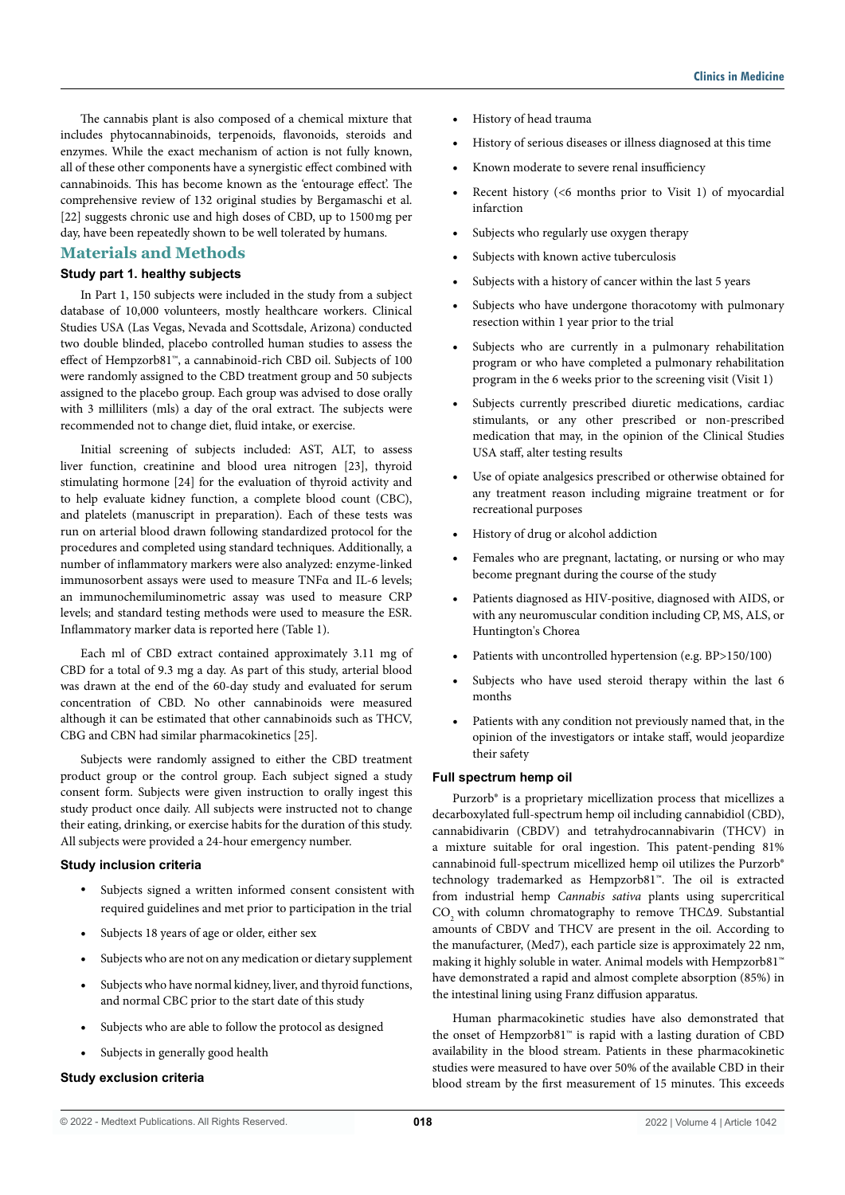The cannabis plant is also composed of a chemical mixture that includes phytocannabinoids, terpenoids, flavonoids, steroids and enzymes. While the exact mechanism of action is not fully known, all of these other components have a synergistic effect combined with cannabinoids. This has become known as the 'entourage effect'. The comprehensive review of 132 original studies by Bergamaschi et al. [22] suggests chronic use and high doses of CBD, up to 1500 mg per day, have been repeatedly shown to be well tolerated by humans.

## Materials and Methods

### Study part 1. healthy subjects

In Part 1, 150 subjects were included in the study from a subject database of 10,000 volunteers, mostly healthcare workers. Clinical Studies USA (Las Vegas, Nevada and Scottsdale, Arizona) conducted two double blinded, placebo controlled human studies to assess the effect of Hempzorb81™, a cannabinoid-rich CBD oil. Subjects of 100 were randomly assigned to the CBD treatment group and 50 subjects assigned to the placebo group. Each group was advised to dose orally with 3 milliliters (mls) a day of the oral extract. The subjects were recommended not to change diet, fluid intake, or exercise.

Initial screening of subjects included: AST, ALT, to assess liver function, creatinine and blood urea nitrogen [23], thyroid stimulating hormone [24] for the evaluation of thyroid activity and to help evaluate kidney function, a complete blood count (CBC), and platelets (manuscript in preparation). Each of these tests was run on arterial blood drawn following standardized protocol for the procedures and completed using standard techniques. Additionally, a number of inflammatory markers were also analyzed: enzyme-linked immunosorbent assays were used to measure TNFα and IL-6 levels; an immunochemiluminometric assay was used to measure CRP levels; and standard testing methods were used to measure the ESR. Inflammatory marker data is reported here (Table 1).

Each ml of CBD extract contained approximately 3.11 mg of CBD for a total of 9.3 mg a day. As part of this study, arterial blood was drawn at the end of the 60-day study and evaluated for serum concentration of CBD. No other cannabinoids were measured although it can be estimated that other cannabinoids such as THCV, CBG and CBN had similar pharmacokinetics [25].

Subjects were randomly assigned to either the CBD treatment product group or the control group. Each subject signed a study consent form. Subjects were given instruction to orally ingest this study product once daily. All subjects were instructed not to change their eating, drinking, or exercise habits for the duration of this study. All subjects were provided a 24-hour emergency number.

### Study inclusion criteria

- Subjects signed a written informed consent consistent with required guidelines and met prior to participation in the trial
- Subjects 18 years of age or older, either sex
- Subjects who are not on any medication or dietary supplement
- Subjects who have normal kidney, liver, and thyroid functions, and normal CBC prior to the start date of this study
- Subjects who are able to follow the protocol as designed
- Subjects in generally good health

### Study exclusion criteria

- History of head trauma
- History of serious diseases or illness diagnosed at this time
- Known moderate to severe renal insufficiency
- Recent history (<6 months prior to Visit 1) of myocardial infarction
- Subjects who regularly use oxygen therapy
- Subjects with known active tuberculosis
- Subjects with a history of cancer within the last 5 years
- Subjects who have undergone thoracotomy with pulmonary resection within 1 year prior to the trial
- Subjects who are currently in a pulmonary rehabilitation program or who have completed a pulmonary rehabilitation program in the 6 weeks prior to the screening visit (Visit 1)
- Subjects currently prescribed diuretic medications, cardiac stimulants, or any other prescribed or non-prescribed medication that may, in the opinion of the Clinical Studies USA staff, alter testing results
- Use of opiate analgesics prescribed or otherwise obtained for any treatment reason including migraine treatment or for recreational purposes
- History of drug or alcohol addiction
- Females who are pregnant, lactating, or nursing or who may become pregnant during the course of the study
- Patients diagnosed as HIV-positive, diagnosed with AIDS, or with any neuromuscular condition including CP, MS, ALS, or Huntington's Chorea
- Patients with uncontrolled hypertension (e.g. BP>150/100)
- Subjects who have used steroid therapy within the last 6 months
- Patients with any condition not previously named that, in the opinion of the investigators or intake staff, would jeopardize their safety

### Full spectrum hemp oil

Purzorb® is a proprietary micellization process that micellizes a decarboxylated full-spectrum hemp oil including cannabidiol (CBD), cannabidivarin (CBDV) and tetrahydrocannabivarin (THCV) in a mixture suitable for oral ingestion. This patent-pending 81% cannabinoid full-spectrum micellized hemp oil utilizes the Purzorb® technology trademarked as Hempzorb81™. The oil is extracted from industrial hemp *Cannabis sativa* plants using supercritical $CO_2$ with column chromatography to remove THCΔ9. Substantial amounts of CBDV and THCV are present in the oil. According to the manufacturer, (Med7), each particle size is approximately 22 nm, making it highly soluble in water. Animal models with Hempzorb81™ have demonstrated a rapid and almost complete absorption (85%) in the intestinal lining using Franz diffusion apparatus.

Human pharmacokinetic studies have also demonstrated that the onset of Hempzorb81™ is rapid with a lasting duration of CBD availability in the blood stream. Patients in these pharmacokinetic studies were measured to have over 50% of the available CBD in their blood stream by the first measurement of 15 minutes. This exceeds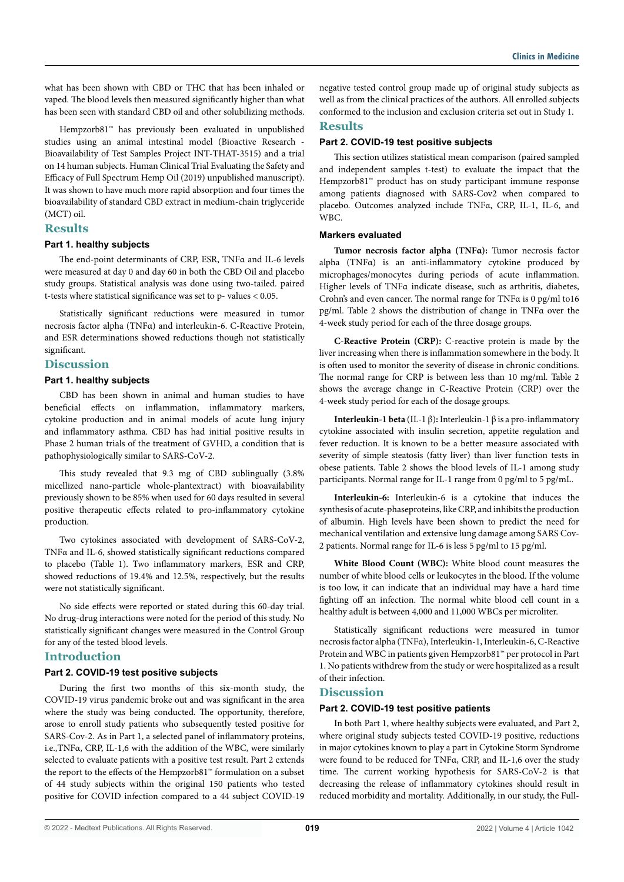what has been shown with CBD or THC that has been inhaled or vaped. The blood levels then measured significantly higher than what has been seen with standard CBD oil and other solubilizing methods.

Hempzorb81™ has previously been evaluated in unpublished studies using an animal intestinal model (Bioactive Research - Bioavailability of Test Samples Project INT-THAT-3515) and a trial on 14 human subjects. Human Clinical Trial Evaluating the Safety and Efficacy of Full Spectrum Hemp Oil (2019) unpublished manuscript). It was shown to have much more rapid absorption and four times the bioavailability of standard CBD extract in medium-chain triglyceride (MCT) oil.

## Results

### Part 1. healthy subjects

The end-point determinants of CRP, ESR, TNFα and IL-6 levels were measured at day 0 and day 60 in both the CBD Oil and placebo study groups. Statistical analysis was done using two-tailed. paired t-tests where statistical significance was set to p- values < 0.05.

Statistically significant reductions were measured in tumor necrosis factor alpha (TNFα) and interleukin-6. C-Reactive Protein, and ESR determinations showed reductions though not statistically significant.

## Discussion

### Part 1. healthy subjects

CBD has been shown in animal and human studies to have beneficial effects on inflammation, inflammatory markers, cytokine production and in animal models of acute lung injury and inflammatory asthma. CBD has had initial positive results in Phase 2 human trials of the treatment of GVHD, a condition that is pathophysiologically similar to SARS-CoV-2.

This study revealed that 9.3 mg of CBD sublingually (3.8% micellized nano-particle whole-plantextract) with bioavailability previously shown to be 85% when used for 60 days resulted in several positive therapeutic effects related to pro-inflammatory cytokine production.

Two cytokines associated with development of SARS-CoV-2, TNFα and IL-6, showed statistically significant reductions compared to placebo (Table 1). Two inflammatory markers, ESR and CRP, showed reductions of 19.4% and 12.5%, respectively, but the results were not statistically significant.

No side effects were reported or stated during this 60-day trial. No drug-drug interactions were noted for the period of this study. No statistically significant changes were measured in the Control Group for any of the tested blood levels.

## Introduction

### Part 2. COVID-19 test positive subjects

During the first two months of this six-month study, the COVID-19 virus pandemic broke out and was significant in the area where the study was being conducted. The opportunity, therefore, arose to enroll study patients who subsequently tested positive for SARS-Cov-2. As in Part 1, a selected panel of inflammatory proteins, i.e.,TNFα, CRP, IL-1,6 with the addition of the WBC, were similarly selected to evaluate patients with a positive test result. Part 2 extends the report to the effects of the Hempzorb81™ formulation on a subset of 44 study subjects within the original 150 patients who tested positive for COVID infection compared to a 44 subject COVID-19 negative tested control group made up of original study subjects as well as from the clinical practices of the authors. All enrolled subjects conformed to the inclusion and exclusion criteria set out in Study 1.

## Results

### Part 2. COVID-19 test positive subjects

This section utilizes statistical mean comparison (paired sampled and independent samples t-test) to evaluate the impact that the Hempzorb81™ product has on study participant immune response among patients diagnosed with SARS-Cov2 when compared to placebo. Outcomes analyzed include TNFα, CRP, IL-1, IL-6, and WBC.

### Markers evaluated

**Tumor necrosis factor alpha (TNFα):** Tumor necrosis factor alpha (TNFα) is an anti-inflammatory cytokine produced by microphages/monocytes during periods of acute inflammation. Higher levels of TNFα indicate disease, such as arthritis, diabetes, Crohn's and even cancer. The normal range for TNFα is 0 pg/ml to16 pg/ml. Table 2 shows the distribution of change in TNFα over the 4-week study period for each of the three dosage groups.

**C-Reactive Protein (CRP):** C-reactive protein is made by the liver increasing when there is inflammation somewhere in the body. It is often used to monitor the severity of disease in chronic conditions. The normal range for CRP is between less than 10 mg/ml. Table 2 shows the average change in C-Reactive Protein (CRP) over the 4-week study period for each of the dosage groups.

**Interleukin-1 beta** (IL-1 β)**:** Interleukin-1 β is a pro-inflammatory cytokine associated with insulin secretion, appetite regulation and fever reduction. It is known to be a better measure associated with severity of simple steatosis (fatty liver) than liver function tests in obese patients. Table 2 shows the blood levels of IL-1 among study participants. Normal range for IL-1 range from 0 pg/ml to 5 pg/mL.

**Interleukin-6:** Interleukin-6 is a cytokine that induces the synthesis of acute-phaseproteins, like CRP, and inhibits the production of albumin. High levels have been shown to predict the need for mechanical ventilation and extensive lung damage among SARS Cov-2 patients. Normal range for IL-6 is less 5 pg/ml to 15 pg/ml.

**White Blood Count (WBC):** White blood count measures the number of white blood cells or leukocytes in the blood. If the volume is too low, it can indicate that an individual may have a hard time fighting off an infection. The normal white blood cell count in a healthy adult is between 4,000 and 11,000 WBCs per microliter.

Statistically significant reductions were measured in tumor necrosis factor alpha (TNFα), Interleukin-1, Interleukin-6, C-Reactive Protein and WBC in patients given Hempzorb81™ per protocol in Part 1. No patients withdrew from the study or were hospitalized as a result of their infection.

## Discussion

### Part 2. COVID-19 test positive patients

In both Part 1, where healthy subjects were evaluated, and Part 2, where original study subjects tested COVID-19 positive, reductions in major cytokines known to play a part in Cytokine Storm Syndrome were found to be reduced for TNFα, CRP, and IL-1,6 over the study time. The current working hypothesis for SARS-CoV-2 is that decreasing the release of inflammatory cytokines should result in reduced morbidity and mortality. Additionally, in our study, the Full-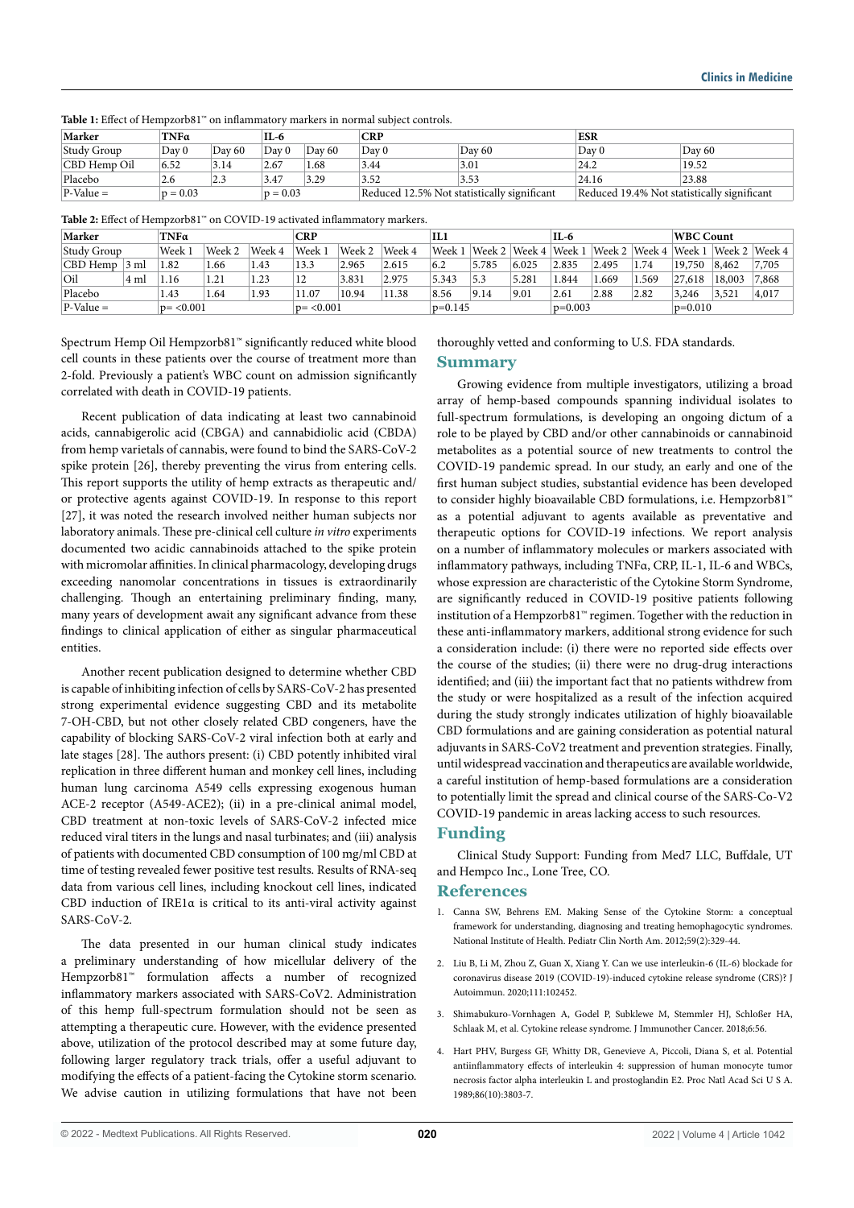**Table 1:** Effect of Hempzorb81™ on inflammatory markers in normal subject controls.

| Marker | TNFα | | IL-6 | | CRP | | ESR | |
|---|---|---|---|---|---|---|---|---|
| Study Group | Day 0 | Day 60 | Day 0 | Day 60 | Day 0 | Day 60 | Day 0 | Day 60 |
| CBD Hemp Oil | 6.52 | 3.14 | 2.67 | 1.68 | 3.44 | 3.01 | 24.2 | 19.52 |
| Placebo | 2.6 | 2.3 | 3.47 | 3.29 | 3.52 | 3.53 | 24.16 | 23.88 |
| P-Value = | p = 0.03 | | p = 0.03 | | Reduced 12.5% Not statistically significant | | Reduced 19.4% Not statistically significant | |

**Table 2:** Effect of Hempzorb81™ on COVID-19 activated inflammatory markers.

| Marker | | TNFα | | | CRP | | | IL1 | | | IL-6 | | | WBC Count | | |
|---|---|---|---|---|---|---|---|---|---|---|---|---|---|---|---|---|
| Study Group | | Week 1 | Week 2 | Week 4 | Week 1 | Week 2 | Week 4 | Week 1 | Week 2 | Week 4 | Week 1 | Week 2 | Week 4 | Week 1 | Week 2 | Week 4 |
| CBD Hemp | 3 ml | 1.82 | 1.66 | 1.43 | 13.3 | 2.965 | 2.615 | 6.2 | 5.785 | 6.025 | 2.835 | 2.495 | 1.74 | 19,750 | 8,462 | 7,705 |
| Oil | 4 ml | 1.16 | 1.21 | 1.23 | 12 | 3.831 | 2.975 | 5.343 | 5.3 | 5.281 | 1.844 | 1.669 | 1.569 | 27,618 | 18,003 | 7,868 |
| Placebo | | 1.43 | 1.64 | 1.93 | 11.07 | 10.94 | 11.38 | 8.56 | 9.14 | 9.01 | 2.61 | 2.88 | 2.82 | 3,246 | 3,521 | 4,017 |
| P-Value = | | p= <0.001 | | | p= <0.001 | | | p=0.145 | | | p=0.003 | | | p=0.010 | | |

Spectrum Hemp Oil Hempzorb81™ significantly reduced white blood cell counts in these patients over the course of treatment more than 2-fold. Previously a patient's WBC count on admission significantly correlated with death in COVID-19 patients.

Recent publication of data indicating at least two cannabinoid acids, cannabigerolic acid (CBGA) and cannabidiolic acid (CBDA) from hemp varietals of cannabis, were found to bind the SARS-CoV-2 spike protein [26], thereby preventing the virus from entering cells. This report supports the utility of hemp extracts as therapeutic and/or protective agents against COVID-19. In response to this report [27], it was noted the research involved neither human subjects nor laboratory animals. These pre-clinical cell culture *in vitro* experiments documented two acidic cannabinoids attached to the spike protein with micromolar affinities. In clinical pharmacology, developing drugs exceeding nanomolar concentrations in tissues is extraordinarily challenging. Though an entertaining preliminary finding, many, many years of development await any significant advance from these findings to clinical application of either as singular pharmaceutical entities.

Another recent publication designed to determine whether CBD is capable of inhibiting infection of cells by SARS-CoV-2 has presented strong experimental evidence suggesting CBD and its metabolite 7-OH-CBD, but not other closely related CBD congeners, have the capability of blocking SARS-CoV-2 viral infection both at early and late stages [28]. The authors present: (i) CBD potently inhibited viral replication in three different human and monkey cell lines, including human lung carcinoma A549 cells expressing exogenous human ACE-2 receptor (A549-ACE2); (ii) in a pre-clinical animal model, CBD treatment at non-toxic levels of SARS-CoV-2 infected mice reduced viral titers in the lungs and nasal turbinates; and (iii) analysis of patients with documented CBD consumption of 100 mg/ml CBD at time of testing revealed fewer positive test results. Results of RNA-seq data from various cell lines, including knockout cell lines, indicated CBD induction of IRE1α is critical to its anti-viral activity against SARS-CoV-2.

The data presented in our human clinical study indicates a preliminary understanding of how micellular delivery of the Hempzorb81™ formulation affects a number of recognized inflammatory markers associated with SARS-CoV2. Administration of this hemp full-spectrum formulation should not be seen as attempting a therapeutic cure. However, with the evidence presented above, utilization of the protocol described may at some future day, following larger regulatory track trials, offer a useful adjuvant to modifying the effects of a patient-facing the Cytokine storm scenario. We advise caution in utilizing formulations that have not been thoroughly vetted and conforming to U.S. FDA standards.

## Summary

Growing evidence from multiple investigators, utilizing a broad array of hemp-based compounds spanning individual isolates to full-spectrum formulations, is developing an ongoing dictum of a role to be played by CBD and/or other cannabinoids or cannabinoid metabolites as a potential source of new treatments to control the COVID-19 pandemic spread. In our study, an early and one of the first human subject studies, substantial evidence has been developed to consider highly bioavailable CBD formulations, i.e. Hempzorb81™ as a potential adjuvant to agents available as preventative and therapeutic options for COVID-19 infections. We report analysis on a number of inflammatory molecules or markers associated with inflammatory pathways, including TNFα, CRP, IL-1, IL-6 and WBCs, whose expression are characteristic of the Cytokine Storm Syndrome, are significantly reduced in COVID-19 positive patients following institution of a Hempzorb81™ regimen. Together with the reduction in these anti-inflammatory markers, additional strong evidence for such a consideration include: (i) there were no reported side effects over the course of the studies; (ii) there were no drug-drug interactions identified; and (iii) the important fact that no patients withdrew from the study or were hospitalized as a result of the infection acquired during the study strongly indicates utilization of highly bioavailable CBD formulations and are gaining consideration as potential natural adjuvants in SARS-CoV2 treatment and prevention strategies. Finally, until widespread vaccination and therapeutics are available worldwide, a careful institution of hemp-based formulations are a consideration to potentially limit the spread and clinical course of the SARS-Co-V2 COVID-19 pandemic in areas lacking access to such resources.

## Funding

Clinical Study Support: Funding from Med7 LLC, Buffdale, UT and Hempco Inc., Lone Tree, CO.

## References

1. Canna SW, Behrens EM. Making Sense of the Cytokine Storm: a conceptual framework for understanding, diagnosing and treating hemophagocytic syndromes. National Institute of Health. Pediatr Clin North Am. 2012;59(2):329-44.
2. Liu B, Li M, Zhou Z, Guan X, Xiang Y. Can we use interleukin-6 (IL-6) blockade for coronavirus disease 2019 (COVID-19)-induced cytokine release syndrome (CRS)? J Autoimmun. 2020;111:102452.
3. Shimabukuro-Vornhagen A, Godel P, Subklewe M, Stemmler HJ, Schloßer HA, Schlaak M, et al. Cytokine release syndrome. J Immunother Cancer. 2018;6:56.
4. Hart PHV, Burgess GF, Whitty DR, Genevieve A, Piccoli, Diana S, et al. Potential antiinflammatory effects of interleukin 4: suppression of human monocyte tumor necrosis factor alpha interleukin L and prostoglandin E2. Proc Natl Acad Sci U S A. 1989;86(10):3803-7.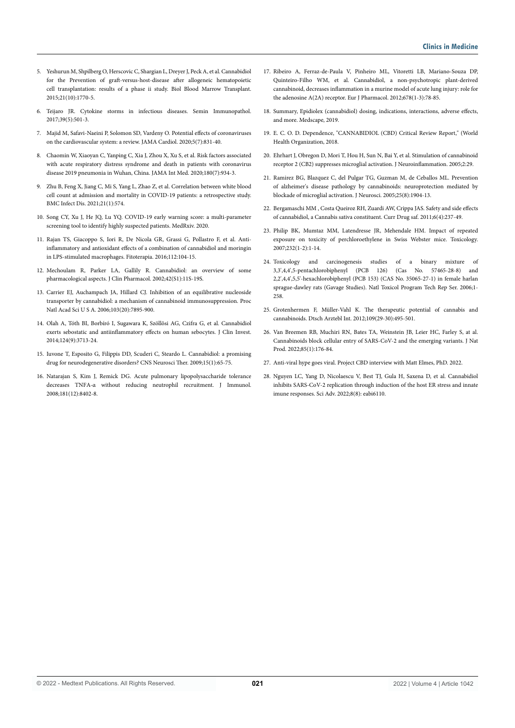5. Yeshurun M, Shpilberg O, Herscovic C, Shargian L, Dreyer J, Peck A, et al. Cannabidiol for the Prevention of graft-versus-host-disease after allogeneic hematopoietic cell transplantation: results of a phase ii study. Biol Blood Marrow Transplant. 2015;21(10):1770-5.

6. Teijaro JR. Cytokine storms in infectious diseases. Semin Immunopathol. 2017;39(5):501-3.

7. Majid M, Safavi-Naeini P, Solomon SD, Vardeny O. Potential effects of coronaviruses on the cardiovascular system: a review. JAMA Cardiol. 2020;5(7):831-40.

8. Chaomin W, Xiaoyan C, Yanping C, Xia J, Zhou X, Xu S, et al. Risk factors associated with acute respiratory distress syndrome and death in patients with coronavirus disease 2019 pneumonia in Wuhan, China. JAMA Int Med. 2020;180(7):934-3.

9. Zhu B, Feng X, Jiang C, Mi S, Yang L, Zhao Z, et al. Correlation between white blood cell count at admission and mortality in COVID-19 patients: a retrospective study. BMC Infect Dis. 2021;21(1):574.

10. Song CY, Xu J, He JQ, Lu YQ. COVID-19 early warning score: a multi-parameter screening tool to identify highly suspected patients. MedRxiv. 2020.

11. Rajan TS, Giacoppo S, Iori R, De Nicola GR, Grassi G, Pollastro F, et al. Anti-inflammatory and antioxidant effects of a combination of cannabidiol and moringin in LPS-stimulated macrophages. Fitoterapia. 2016;112:104-15.

12. Mechoulam R, Parker LA, Gallily R. Cannabidiol: an overview of some pharmacological aspects. J Clin Pharmacol. 2002;42(S1):11S-19S.

13. Carrier EJ, Auchampach JA, Hillard CJ. Inhibition of an equilibrative nucleoside transporter by cannabidiol: a mechanism of cannabinoid immunosuppression. Proc Natl Acad Sci U S A. 2006;103(20):7895-900.

14. Olah A, Tóth BI, Borbíró I, Sugawara K, Szöllősi AG, Czifra G, et al. Cannabidiol exerts sebostatic and antiinflammatory effects on human sebocytes. J Clin Invest. 2014;124(9):3713-24.

15. Iuvone T, Esposito G, Filippis DD, Scuderi C, Steardo L. Cannabidiol: a promising drug for neurodegenerative disorders? CNS Neurosci Ther. 2009;15(1):65-75.

16. Natarajan S, Kim J, Remick DG. Acute pulmonary lipopolysaccharide tolerance decreases TNFA-α without reducing neutrophil recruitment. J Immunol. 2008;181(12):8402-8.

17. Ribeiro A, Ferraz-de-Paula V, Pinheiro ML, Vitoretti LB, Mariano-Souza DP, Quinteiro-Filho WM, et al. Cannabidiol, a non-psychotropic plant-derived cannabinoid, decreases inflammation in a murine model of acute lung injury: role for the adenosine A(2A) receptor. Eur J Pharmacol. 2012;678(1-3):78-85.

18. Summary, Epidiolex (cannabidiol) dosing, indications, interactions, adverse effects, and more. Medscape, 2019.

19. E. C. O. D. Dependence, "CANNABIDIOL (CBD) Critical Review Report," (World Health Organization, 2018.

20. Ehrhart J, Obregon D, Mori T, Hou H, Sun N, Bai Y, et al. Stimulation of cannabinoid receptor 2 (CB2) suppresses microglial activation. J Neuroinflammation. 2005;2:29.

21. Ramirez BG, Blazquez C, del Pulgar TG, Guzman M, de Ceballos ML. Prevention of alzheimer's disease pathology by cannabinoids: neuroprotection mediated by blockade of microglial activation. J Neurosci. 2005;25(8):1904-13.

22. Bergamaschi MM , Costa Queiroz RH, Zuardi AW, Crippa JAS. Safety and side effects of cannabidiol, a Cannabis sativa constituent. Curr Drug saf. 2011;6(4):237-49.

23. Philip BK, Mumtaz MM, Latendresse JR, Mehendale HM. Impact of repeated exposure on toxicity of perchloroethylene in Swiss Webster mice. Toxicology. 2007;232(1-2):1-14.

24. Toxicology and carcinogenesis studies of a binary mixture of 3,3',4,4',5-pentachlorobiphenyl (PCB 126) (Cas No. 57465-28-8) and 2,2',4,4',5,5'-hexachlorobiphenyl (PCB 153) (CAS No. 35065-27-1) in female harlan sprague-dawley rats (Gavage Studies). Natl Toxicol Program Tech Rep Ser. 2006;1-258.

25. Grotenhermen F, Müller-Vahl K. The therapeutic potential of cannabis and cannabinoids. Dtsch Arztebl Int. 2012;109(29-30):495-501.

26. Van Breemen RB, Muchiri RN, Bates TA, Weinstein JB, Leier HC, Farley S, at al. Cannabinoids block cellular entry of SARS-CoV-2 and the emerging variants. J Nat Prod. 2022;85(1):176-84.

27. Anti-viral hype goes viral. Project CBD interview with Matt Elmes, PhD. 2022.

28. Nguyen LC, Yang D, Nicolaescu V, Best TJ, Gula H, Saxena D, et al. Cannabidiol inhibits SARS-CoV-2 replication through induction of the host ER stress and innate imune responses. Sci Adv. 2022;8(8): eabi6110.